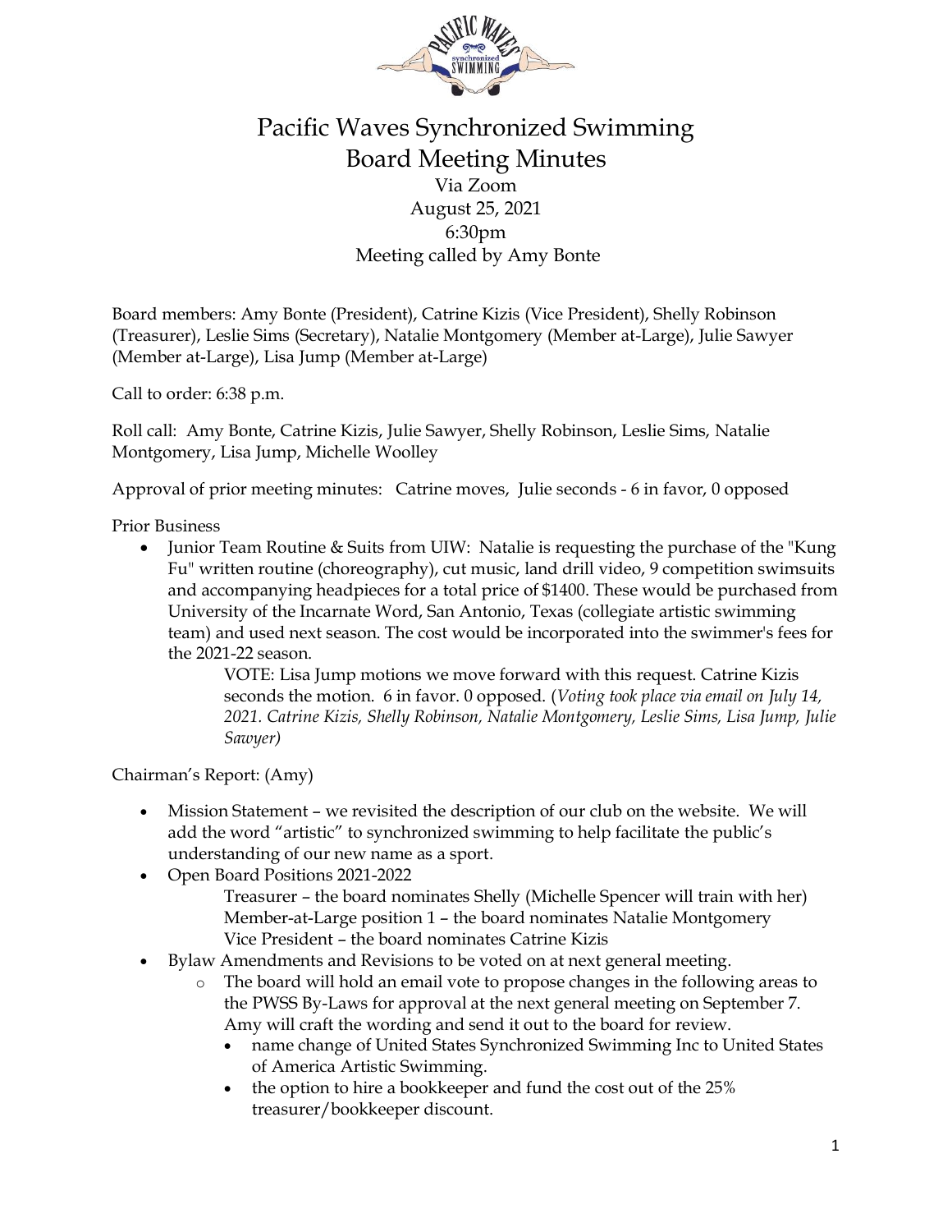# Pacific Waves Synchronized Swimming
## Board Meeting Minutes

Via Zoom
August 25, 2021
6:30pm
Meeting called by Amy Bonte

Board members: Amy Bonte (President), Catrine Kizis (Vice President), Shelly Robinson (Treasurer), Leslie Sims (Secretary), Natalie Montgomery (Member at-Large), Julie Sawyer (Member at-Large), Lisa Jump (Member at-Large)

Call to order: 6:38 p.m.

Roll call: Amy Bonte, Catrine Kizis, Julie Sawyer, Shelly Robinson, Leslie Sims, Natalie Montgomery, Lisa Jump, Michelle Woolley

Approval of prior meeting minutes: Catrine moves, Julie seconds - 6 in favor, 0 opposed

Prior Business

- Junior Team Routine & Suits from UIW: Natalie is requesting the purchase of the "Kung Fu" written routine (choreography), cut music, land drill video, 9 competition swimsuits and accompanying headpieces for a total price of $1400. These would be purchased from University of the Incarnate Word, San Antonio, Texas (collegiate artistic swimming team) and used next season. The cost would be incorporated into the swimmer's fees for the 2021-22 season.

  VOTE: Lisa Jump motions we move forward with this request. Catrine Kizis seconds the motion. 6 in favor. 0 opposed. (*Voting took place via email on July 14, 2021. Catrine Kizis, Shelly Robinson, Natalie Montgomery, Leslie Sims, Lisa Jump, Julie Sawyer)*

Chairman's Report: (Amy)

- Mission Statement – we revisited the description of our club on the website. We will add the word "artistic" to synchronized swimming to help facilitate the public's understanding of our new name as a sport.
- Open Board Positions 2021-2022

  Treasurer – the board nominates Shelly (Michelle Spencer will train with her)
  Member-at-Large position 1 – the board nominates Natalie Montgomery
  Vice President – the board nominates Catrine Kizis
- Bylaw Amendments and Revisions to be voted on at next general meeting.
  - The board will hold an email vote to propose changes in the following areas to the PWSS By-Laws for approval at the next general meeting on September 7. Amy will craft the wording and send it out to the board for review.
    - name change of United States Synchronized Swimming Inc to United States of America Artistic Swimming.
    - the option to hire a bookkeeper and fund the cost out of the 25% treasurer/bookkeeper discount.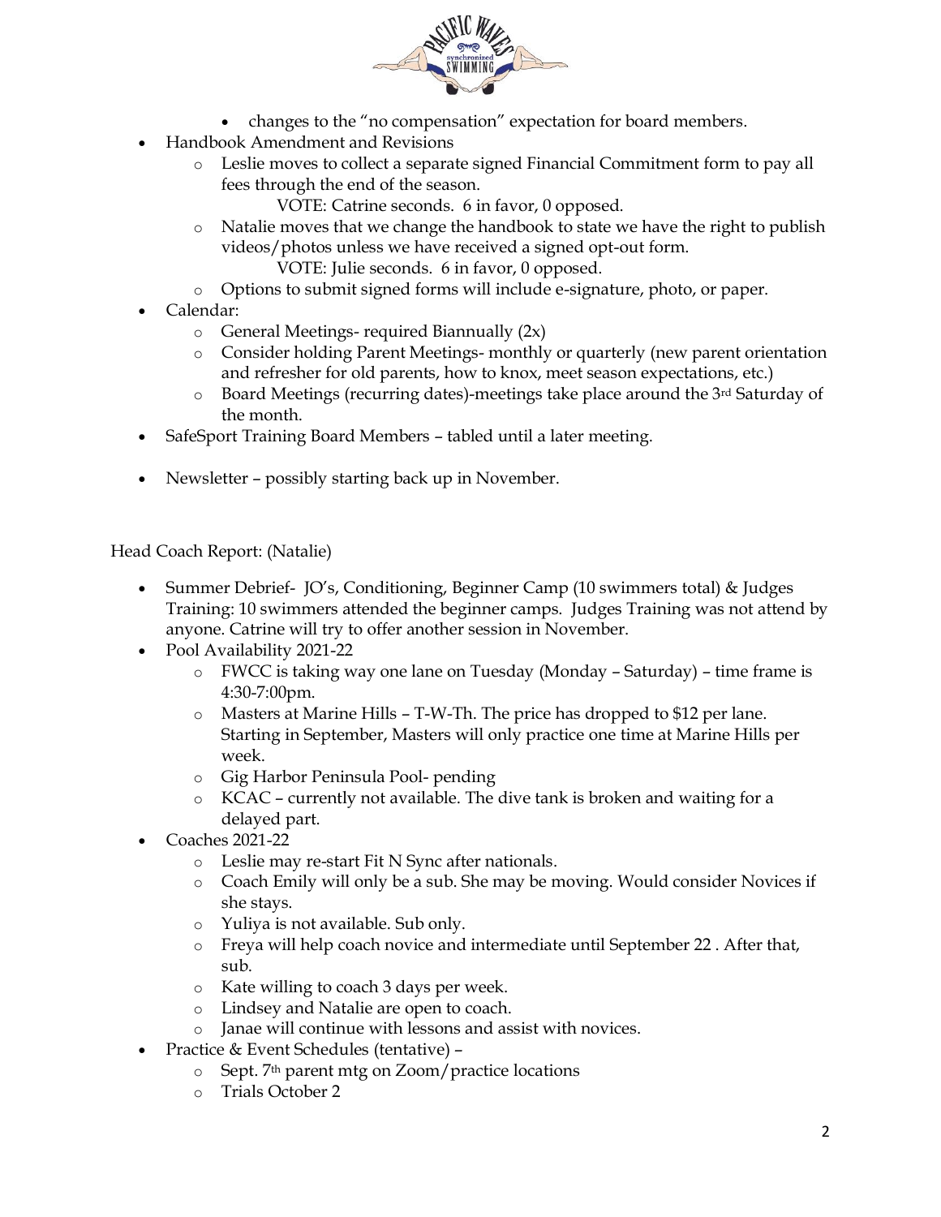- changes to the "no compensation" expectation for board members.
- Handbook Amendment and Revisions
  - Leslie moves to collect a separate signed Financial Commitment form to pay all fees through the end of the season.

    VOTE: Catrine seconds. 6 in favor, 0 opposed.
  - Natalie moves that we change the handbook to state we have the right to publish videos/photos unless we have received a signed opt-out form.

    VOTE: Julie seconds. 6 in favor, 0 opposed.
  - Options to submit signed forms will include e-signature, photo, or paper.
- Calendar:
  - General Meetings- required Biannually (2x)
  - Consider holding Parent Meetings- monthly or quarterly (new parent orientation and refresher for old parents, how to knox, meet season expectations, etc.)
  - Board Meetings (recurring dates)-meetings take place around the 3rd Saturday of the month.
- SafeSport Training Board Members – tabled until a later meeting.
- Newsletter – possibly starting back up in November.

Head Coach Report: (Natalie)

- Summer Debrief- JO's, Conditioning, Beginner Camp (10 swimmers total) & Judges Training: 10 swimmers attended the beginner camps. Judges Training was not attend by anyone. Catrine will try to offer another session in November.
- Pool Availability 2021-22
  - FWCC is taking way one lane on Tuesday (Monday – Saturday) – time frame is 4:30-7:00pm.
  - Masters at Marine Hills – T-W-Th. The price has dropped to $12 per lane. Starting in September, Masters will only practice one time at Marine Hills per week.
  - Gig Harbor Peninsula Pool- pending
  - KCAC – currently not available. The dive tank is broken and waiting for a delayed part.
- Coaches 2021-22
  - Leslie may re-start Fit N Sync after nationals.
  - Coach Emily will only be a sub. She may be moving. Would consider Novices if she stays.
  - Yuliya is not available. Sub only.
  - Freya will help coach novice and intermediate until September 22 . After that, sub.
  - Kate willing to coach 3 days per week.
  - Lindsey and Natalie are open to coach.
  - Janae will continue with lessons and assist with novices.
- Practice & Event Schedules (tentative) –
  - Sept. 7th parent mtg on Zoom/practice locations
  - Trials October 2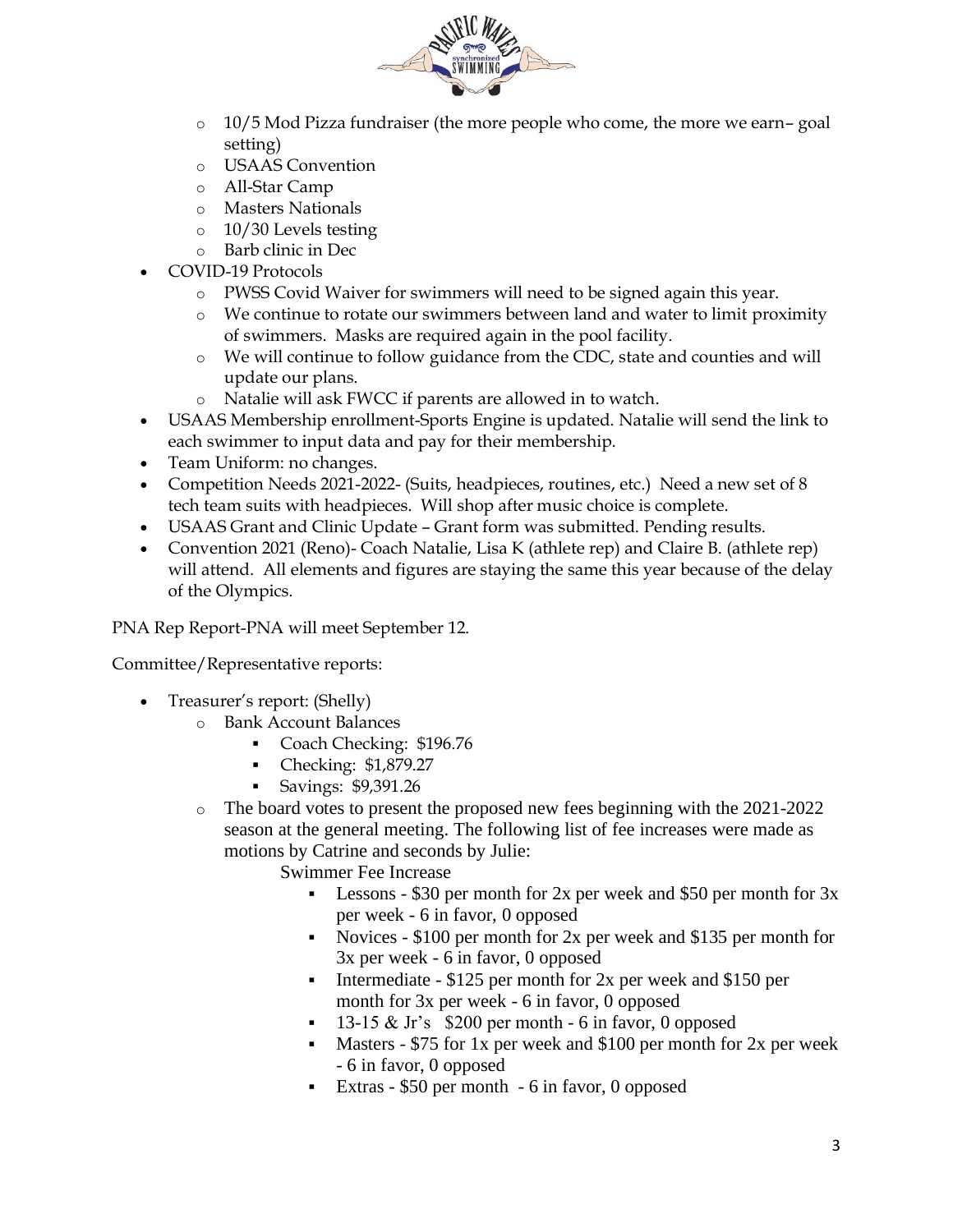- 10/5 Mod Pizza fundraiser (the more people who come, the more we earn– goal setting)
  - USAAS Convention
  - All-Star Camp
  - Masters Nationals
  - 10/30 Levels testing
  - Barb clinic in Dec
- COVID-19 Protocols
  - PWSS Covid Waiver for swimmers will need to be signed again this year.
  - We continue to rotate our swimmers between land and water to limit proximity of swimmers. Masks are required again in the pool facility.
  - We will continue to follow guidance from the CDC, state and counties and will update our plans.
  - Natalie will ask FWCC if parents are allowed in to watch.
- USAAS Membership enrollment-Sports Engine is updated. Natalie will send the link to each swimmer to input data and pay for their membership.
- Team Uniform: no changes.
- Competition Needs 2021-2022- (Suits, headpieces, routines, etc.) Need a new set of 8 tech team suits with headpieces. Will shop after music choice is complete.
- USAAS Grant and Clinic Update – Grant form was submitted. Pending results.
- Convention 2021 (Reno)- Coach Natalie, Lisa K (athlete rep) and Claire B. (athlete rep) will attend. All elements and figures are staying the same this year because of the delay of the Olympics.

PNA Rep Report-PNA will meet September 12.

Committee/Representative reports:

- Treasurer's report: (Shelly)
  - Bank Account Balances
    - Coach Checking: $196.76
    - Checking: $1,879.27
    - Savings: $9,391.26
  - The board votes to present the proposed new fees beginning with the 2021-2022 season at the general meeting. The following list of fee increases were made as motions by Catrine and seconds by Julie:

    Swimmer Fee Increase

    - Lessons - $30 per month for 2x per week and $50 per month for 3x per week - 6 in favor, 0 opposed
    - Novices - $100 per month for 2x per week and $135 per month for 3x per week - 6 in favor, 0 opposed
    - Intermediate - $125 per month for 2x per week and $150 per month for 3x per week - 6 in favor, 0 opposed
    - 13-15 & Jr's $200 per month - 6 in favor, 0 opposed
    - Masters - $75 for 1x per week and $100 per month for 2x per week - 6 in favor, 0 opposed
    - Extras - $50 per month - 6 in favor, 0 opposed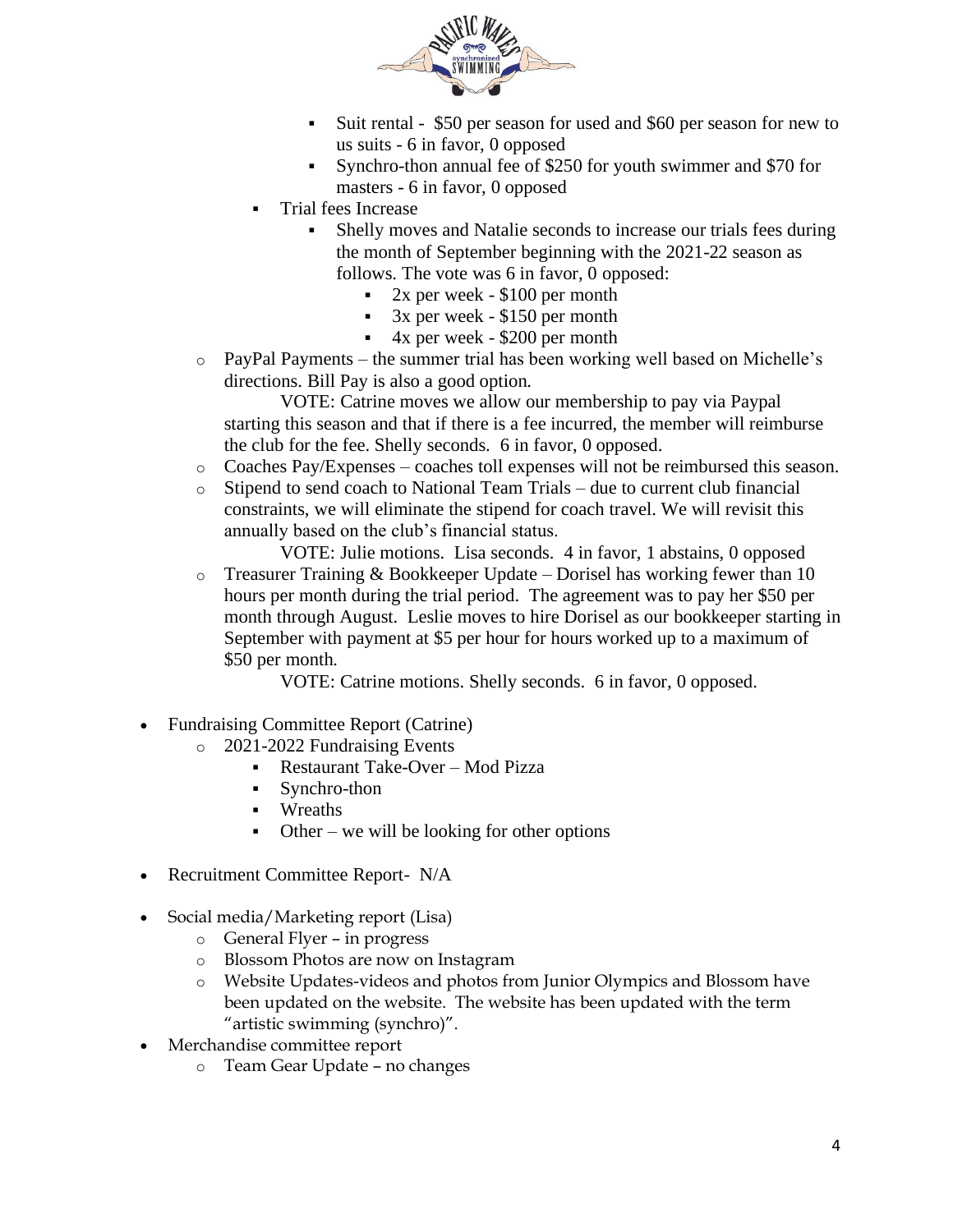- Suit rental - $50 per season for used and $60 per season for new to us suits - 6 in favor, 0 opposed
      - Synchro-thon annual fee of $250 for youth swimmer and $70 for masters - 6 in favor, 0 opposed
    - Trial fees Increase
      - Shelly moves and Natalie seconds to increase our trials fees during the month of September beginning with the 2021-22 season as follows. The vote was 6 in favor, 0 opposed:
        - 2x per week - $100 per month
        - 3x per week - $150 per month
        - 4x per week - $200 per month
  - PayPal Payments – the summer trial has been working well based on Michelle's directions. Bill Pay is also a good option.

    VOTE: Catrine moves we allow our membership to pay via Paypal starting this season and that if there is a fee incurred, the member will reimburse the club for the fee. Shelly seconds. 6 in favor, 0 opposed.
  - Coaches Pay/Expenses – coaches toll expenses will not be reimbursed this season.
  - Stipend to send coach to National Team Trials – due to current club financial constraints, we will eliminate the stipend for coach travel. We will revisit this annually based on the club's financial status.

    VOTE: Julie motions. Lisa seconds. 4 in favor, 1 abstains, 0 opposed
  - Treasurer Training & Bookkeeper Update – Dorisel has working fewer than 10 hours per month during the trial period. The agreement was to pay her $50 per month through August. Leslie moves to hire Dorisel as our bookkeeper starting in September with payment at $5 per hour for hours worked up to a maximum of $50 per month.

    VOTE: Catrine motions. Shelly seconds. 6 in favor, 0 opposed.

- Fundraising Committee Report (Catrine)
  - 2021-2022 Fundraising Events
    - Restaurant Take-Over – Mod Pizza
    - Synchro-thon
    - Wreaths
    - Other – we will be looking for other options

- Recruitment Committee Report- N/A

- Social media/Marketing report (Lisa)
  - General Flyer – in progress
  - Blossom Photos are now on Instagram
  - Website Updates-videos and photos from Junior Olympics and Blossom have been updated on the website. The website has been updated with the term "artistic swimming (synchro)".
- Merchandise committee report
  - Team Gear Update – no changes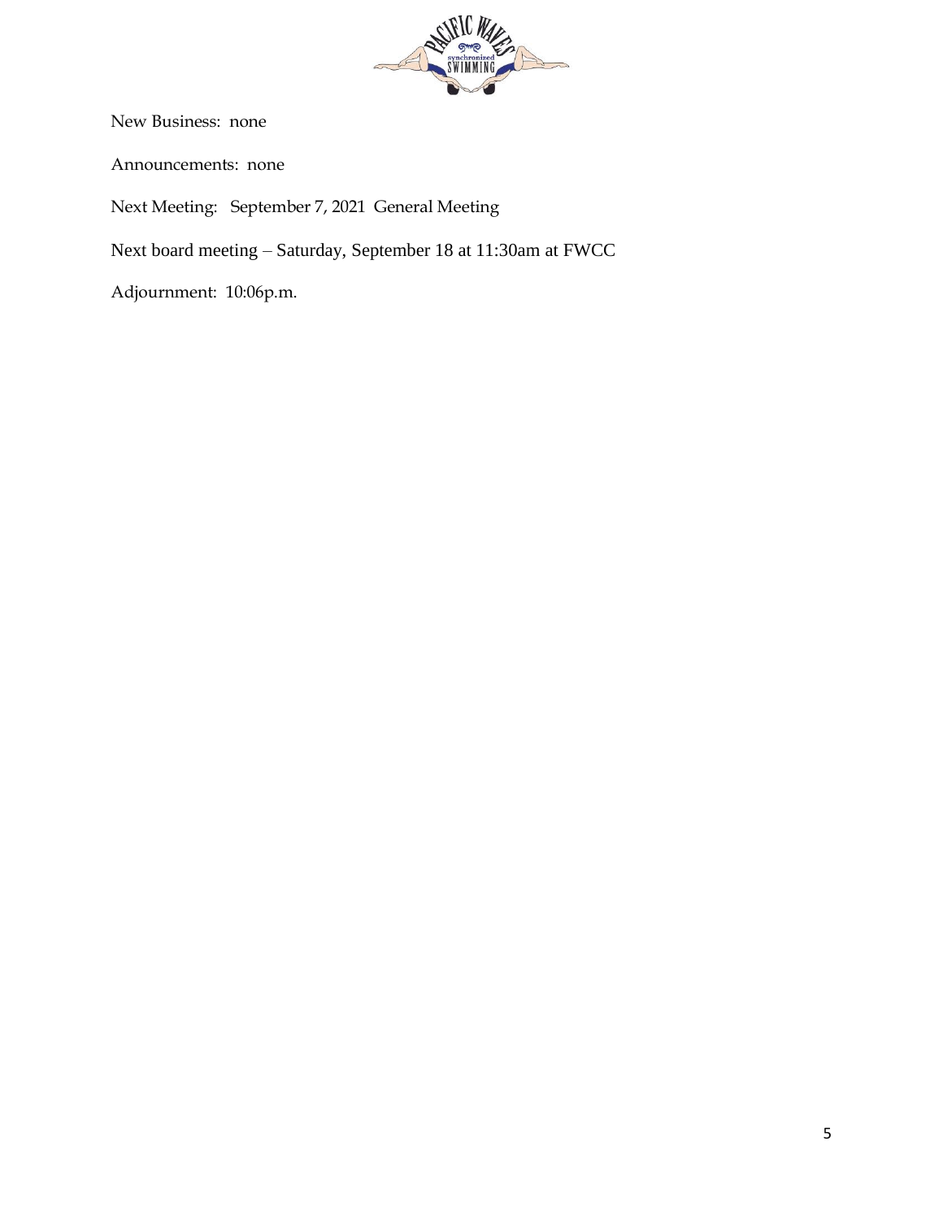New Business: none

Announcements: none

Next Meeting: September 7, 2021 General Meeting

Next board meeting – Saturday, September 18 at 11:30am at FWCC

Adjournment: 10:06p.m.